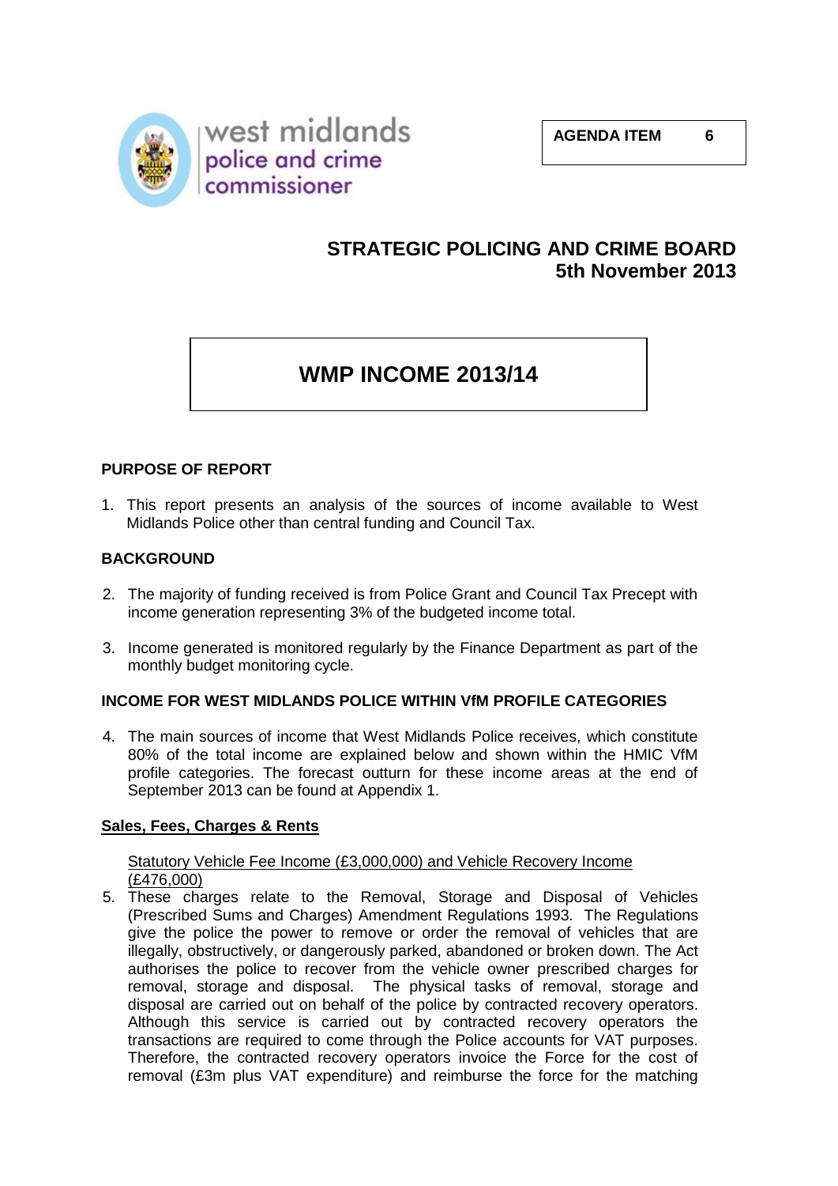west midlands police and crime commissioner

**AGENDA ITEM 6**

## STRATEGIC POLICING AND CRIME BOARD
## 5th November 2013

# WMP INCOME 2013/14

### PURPOSE OF REPORT

1. This report presents an analysis of the sources of income available to West Midlands Police other than central funding and Council Tax.

### BACKGROUND

2. The majority of funding received is from Police Grant and Council Tax Precept with income generation representing 3% of the budgeted income total.

3. Income generated is monitored regularly by the Finance Department as part of the monthly budget monitoring cycle.

### INCOME FOR WEST MIDLANDS POLICE WITHIN VfM PROFILE CATEGORIES

4. The main sources of income that West Midlands Police receives, which constitute 80% of the total income are explained below and shown within the HMIC VfM profile categories. The forecast outturn for these income areas at the end of September 2013 can be found at Appendix 1.

#### Sales, Fees, Charges & Rents

Statutory Vehicle Fee Income (£3,000,000) and Vehicle Recovery Income (£476,000)

5. These charges relate to the Removal, Storage and Disposal of Vehicles (Prescribed Sums and Charges) Amendment Regulations 1993. The Regulations give the police the power to remove or order the removal of vehicles that are illegally, obstructively, or dangerously parked, abandoned or broken down. The Act authorises the police to recover from the vehicle owner prescribed charges for removal, storage and disposal. The physical tasks of removal, storage and disposal are carried out on behalf of the police by contracted recovery operators. Although this service is carried out by contracted recovery operators the transactions are required to come through the Police accounts for VAT purposes. Therefore, the contracted recovery operators invoice the Force for the cost of removal (£3m plus VAT expenditure) and reimburse the force for the matching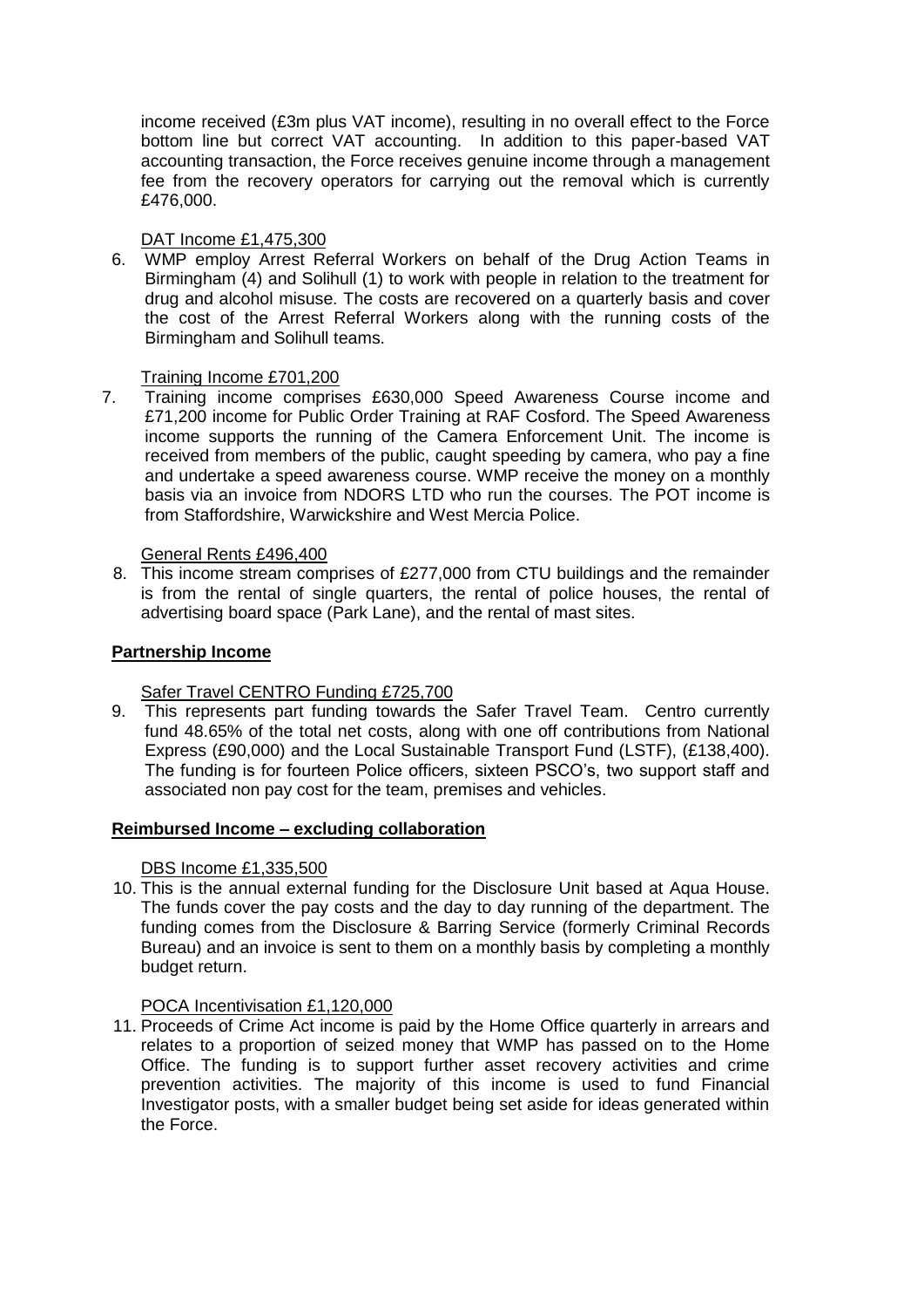income received (£3m plus VAT income), resulting in no overall effect to the Force bottom line but correct VAT accounting. In addition to this paper-based VAT accounting transaction, the Force receives genuine income through a management fee from the recovery operators for carrying out the removal which is currently £476,000.

DAT Income £1,475,300

6. WMP employ Arrest Referral Workers on behalf of the Drug Action Teams in Birmingham (4) and Solihull (1) to work with people in relation to the treatment for drug and alcohol misuse. The costs are recovered on a quarterly basis and cover the cost of the Arrest Referral Workers along with the running costs of the Birmingham and Solihull teams.

Training Income £701,200

7. Training income comprises £630,000 Speed Awareness Course income and £71,200 income for Public Order Training at RAF Cosford. The Speed Awareness income supports the running of the Camera Enforcement Unit. The income is received from members of the public, caught speeding by camera, who pay a fine and undertake a speed awareness course. WMP receive the money on a monthly basis via an invoice from NDORS LTD who run the courses. The POT income is from Staffordshire, Warwickshire and West Mercia Police.

General Rents £496,400

8. This income stream comprises of £277,000 from CTU buildings and the remainder is from the rental of single quarters, the rental of police houses, the rental of advertising board space (Park Lane), and the rental of mast sites.

**Partnership Income**

Safer Travel CENTRO Funding £725,700

9. This represents part funding towards the Safer Travel Team. Centro currently fund 48.65% of the total net costs, along with one off contributions from National Express (£90,000) and the Local Sustainable Transport Fund (LSTF), (£138,400). The funding is for fourteen Police officers, sixteen PSCO's, two support staff and associated non pay cost for the team, premises and vehicles.

**Reimbursed Income – excluding collaboration**

DBS Income £1,335,500

10. This is the annual external funding for the Disclosure Unit based at Aqua House. The funds cover the pay costs and the day to day running of the department. The funding comes from the Disclosure & Barring Service (formerly Criminal Records Bureau) and an invoice is sent to them on a monthly basis by completing a monthly budget return.

POCA Incentivisation £1,120,000

11. Proceeds of Crime Act income is paid by the Home Office quarterly in arrears and relates to a proportion of seized money that WMP has passed on to the Home Office. The funding is to support further asset recovery activities and crime prevention activities. The majority of this income is used to fund Financial Investigator posts, with a smaller budget being set aside for ideas generated within the Force.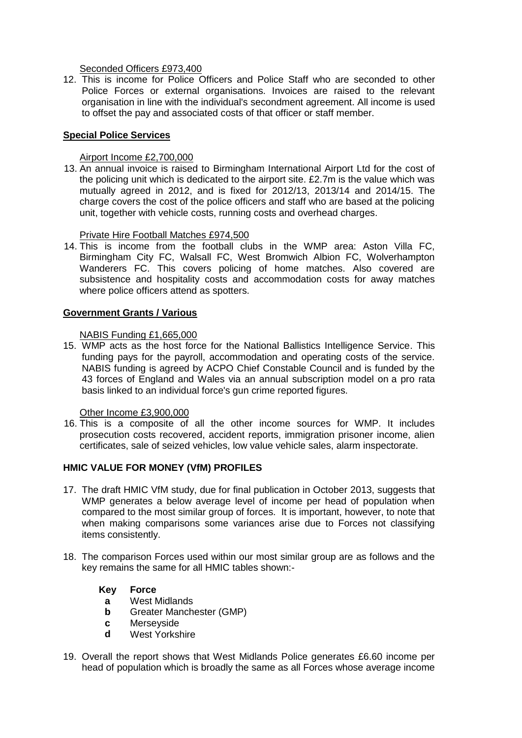Seconded Officers £973,400

12. This is income for Police Officers and Police Staff who are seconded to other Police Forces or external organisations. Invoices are raised to the relevant organisation in line with the individual's secondment agreement. All income is used to offset the pay and associated costs of that officer or staff member.

**Special Police Services**

Airport Income £2,700,000

13. An annual invoice is raised to Birmingham International Airport Ltd for the cost of the policing unit which is dedicated to the airport site. £2.7m is the value which was mutually agreed in 2012, and is fixed for 2012/13, 2013/14 and 2014/15. The charge covers the cost of the police officers and staff who are based at the policing unit, together with vehicle costs, running costs and overhead charges.

Private Hire Football Matches £974,500

14. This is income from the football clubs in the WMP area: Aston Villa FC, Birmingham City FC, Walsall FC, West Bromwich Albion FC, Wolverhampton Wanderers FC. This covers policing of home matches. Also covered are subsistence and hospitality costs and accommodation costs for away matches where police officers attend as spotters.

**Government Grants / Various**

NABIS Funding £1,665,000

15. WMP acts as the host force for the National Ballistics Intelligence Service. This funding pays for the payroll, accommodation and operating costs of the service. NABIS funding is agreed by ACPO Chief Constable Council and is funded by the 43 forces of England and Wales via an annual subscription model on a pro rata basis linked to an individual force's gun crime reported figures.

Other Income £3,900,000

16. This is a composite of all the other income sources for WMP. It includes prosecution costs recovered, accident reports, immigration prisoner income, alien certificates, sale of seized vehicles, low value vehicle sales, alarm inspectorate.

## HMIC VALUE FOR MONEY (VfM) PROFILES

17. The draft HMIC VfM study, due for final publication in October 2013, suggests that WMP generates a below average level of income per head of population when compared to the most similar group of forces. It is important, however, to note that when making comparisons some variances arise due to Forces not classifying items consistently.

18. The comparison Forces used within our most similar group are as follows and the key remains the same for all HMIC tables shown:-

| Key | Force |
|---|---|
| a | West Midlands |
| b | Greater Manchester (GMP) |
| c | Merseyside |
| d | West Yorkshire |

19. Overall the report shows that West Midlands Police generates £6.60 income per head of population which is broadly the same as all Forces whose average income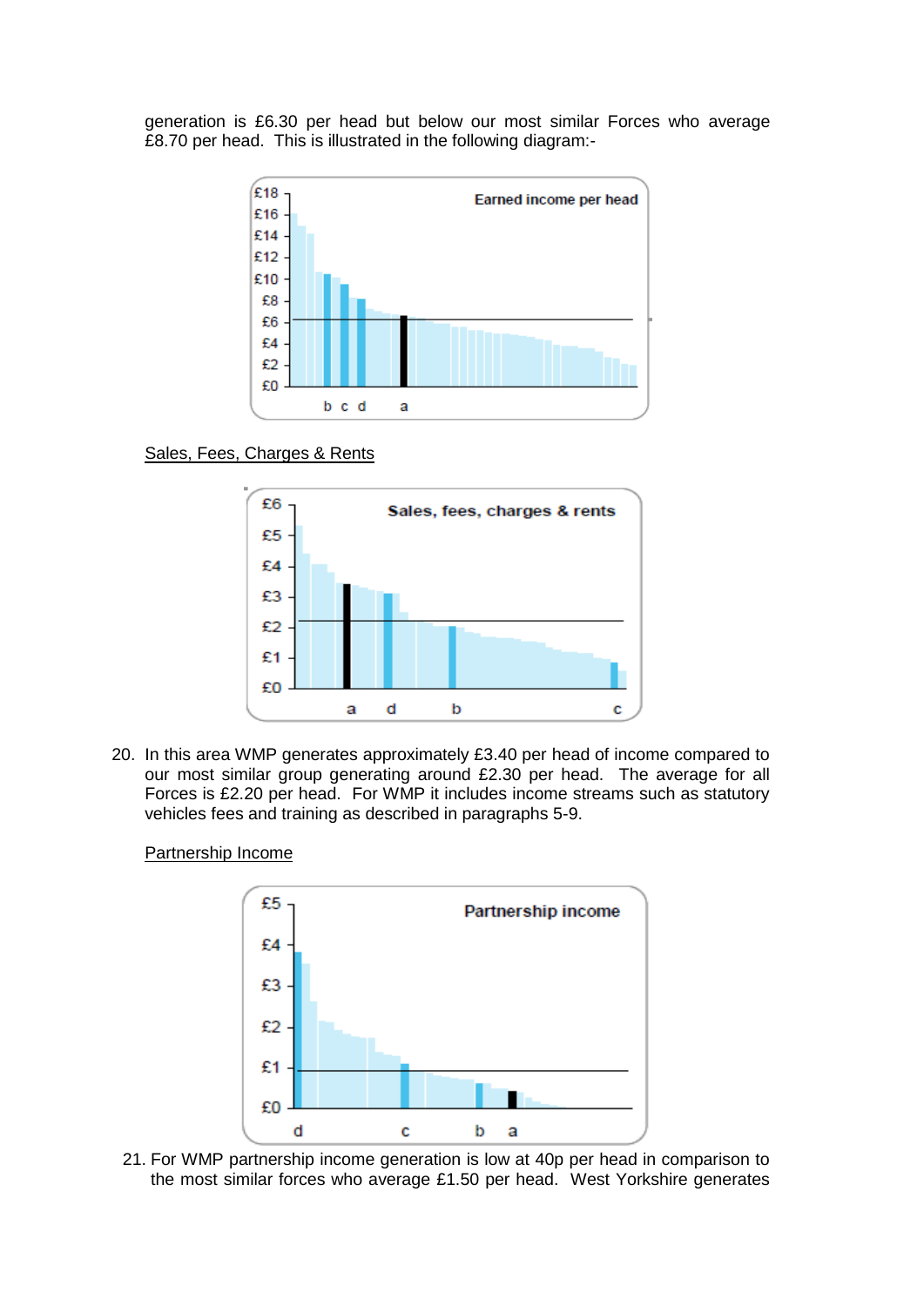generation is £6.30 per head but below our most similar Forces who average £8.70 per head. This is illustrated in the following diagram:-

Sales, Fees, Charges & Rents

20. In this area WMP generates approximately £3.40 per head of income compared to our most similar group generating around £2.30 per head. The average for all Forces is £2.20 per head. For WMP it includes income streams such as statutory vehicles fees and training as described in paragraphs 5-9.

Partnership Income

21. For WMP partnership income generation is low at 40p per head in comparison to the most similar forces who average £1.50 per head. West Yorkshire generates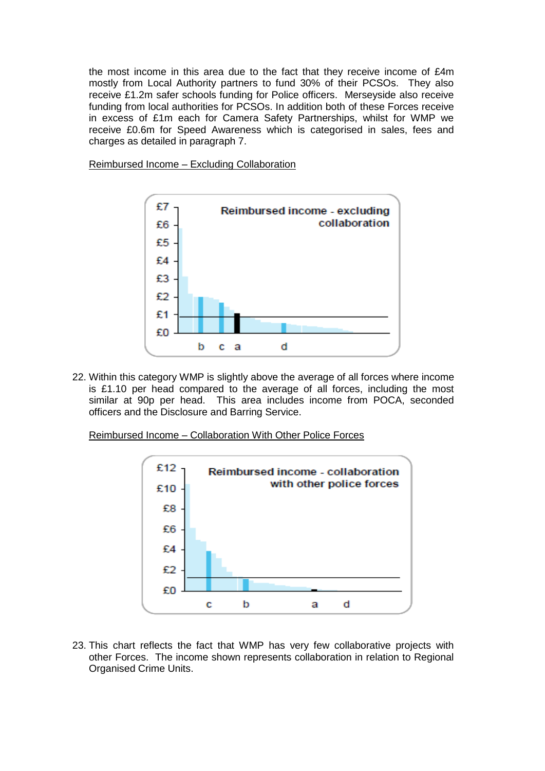the most income in this area due to the fact that they receive income of £4m mostly from Local Authority partners to fund 30% of their PCSOs. They also receive £1.2m safer schools funding for Police officers. Merseyside also receive funding from local authorities for PCSOs. In addition both of these Forces receive in excess of £1m each for Camera Safety Partnerships, whilst for WMP we receive £0.6m for Speed Awareness which is categorised in sales, fees and charges as detailed in paragraph 7.

Reimbursed Income – Excluding Collaboration

22. Within this category WMP is slightly above the average of all forces where income is £1.10 per head compared to the average of all forces, including the most similar at 90p per head. This area includes income from POCA, seconded officers and the Disclosure and Barring Service.

Reimbursed Income – Collaboration With Other Police Forces

23. This chart reflects the fact that WMP has very few collaborative projects with other Forces. The income shown represents collaboration in relation to Regional Organised Crime Units.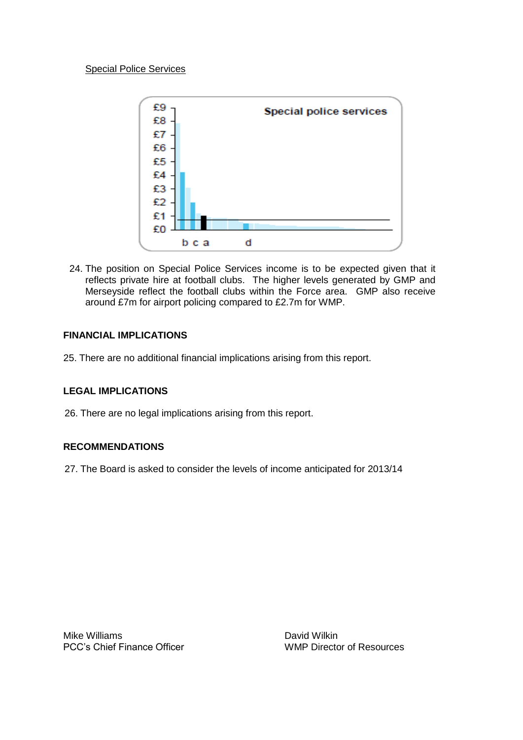Special Police Services

24. The position on Special Police Services income is to be expected given that it reflects private hire at football clubs. The higher levels generated by GMP and Merseyside reflect the football clubs within the Force area. GMP also receive around £7m for airport policing compared to £2.7m for WMP.

## FINANCIAL IMPLICATIONS

25. There are no additional financial implications arising from this report.

## LEGAL IMPLICATIONS

26. There are no legal implications arising from this report.

## RECOMMENDATIONS

27. The Board is asked to consider the levels of income anticipated for 2013/14

Mike Williams
PCC's Chief Finance Officer

David Wilkin
WMP Director of Resources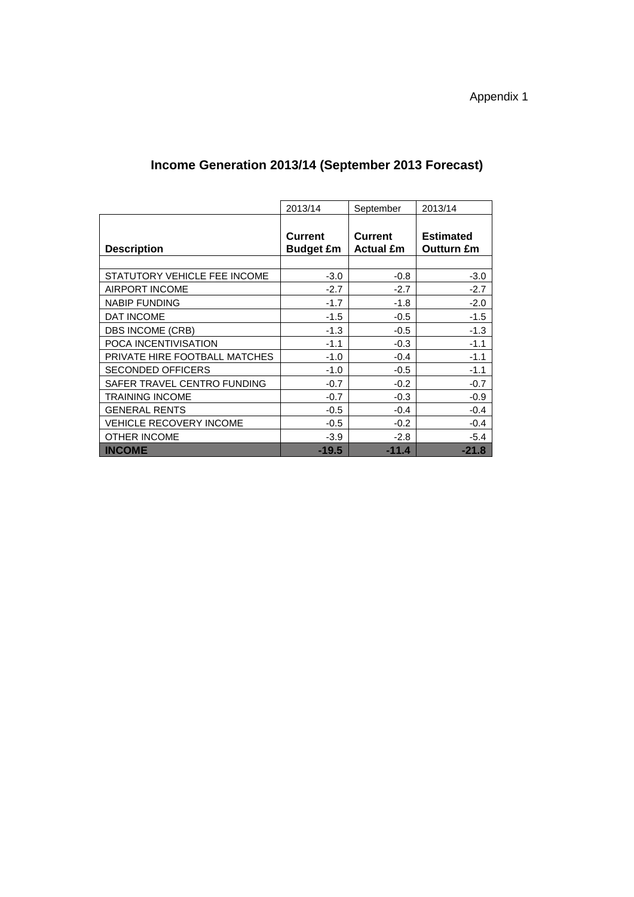Appendix 1

# Income Generation 2013/14 (September 2013 Forecast)

| | 2013/14 | September | 2013/14 |
|---|---|---|---|
| **Description** | **Current Budget £m** | **Current Actual £m** | **Estimated Outturn £m** |
| | | | |
| STATUTORY VEHICLE FEE INCOME | -3.0 | -0.8 | -3.0 |
| AIRPORT INCOME | -2.7 | -2.7 | -2.7 |
| NABIP FUNDING | -1.7 | -1.8 | -2.0 |
| DAT INCOME | -1.5 | -0.5 | -1.5 |
| DBS INCOME (CRB) | -1.3 | -0.5 | -1.3 |
| POCA INCENTIVISATION | -1.1 | -0.3 | -1.1 |
| PRIVATE HIRE FOOTBALL MATCHES | -1.0 | -0.4 | -1.1 |
| SECONDED OFFICERS | -1.0 | -0.5 | -1.1 |
| SAFER TRAVEL CENTRO FUNDING | -0.7 | -0.2 | -0.7 |
| TRAINING INCOME | -0.7 | -0.3 | -0.9 |
| GENERAL RENTS | -0.5 | -0.4 | -0.4 |
| VEHICLE RECOVERY INCOME | -0.5 | -0.2 | -0.4 |
| OTHER INCOME | -3.9 | -2.8 | -5.4 |
| **INCOME** | **-19.5** | **-11.4** | **-21.8** |